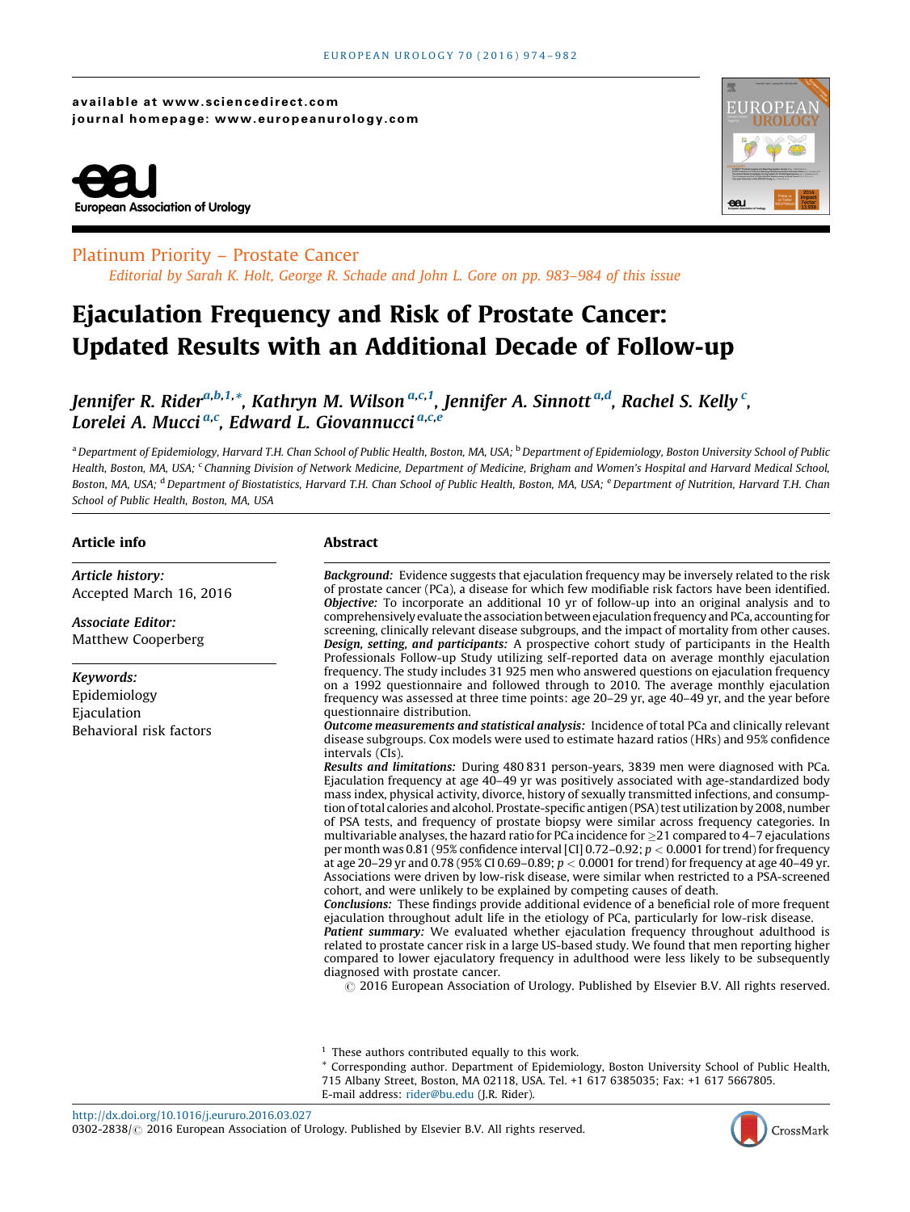available at www.sciencedirect.com
journal homepage: www.europeanurology.com

Platinum Priority – Prostate Cancer
*Editorial by Sarah K. Holt, George R. Schade and John L. Gore on pp. 983–984 of this issue*

# Ejaculation Frequency and Risk of Prostate Cancer: Updated Results with an Additional Decade of Follow-up

*Jennifer R. Rider*[a,b,1,*], *Kathryn M. Wilson*[a,c,1], *Jennifer A. Sinnott*[a,d], *Rachel S. Kelly*[c], *Lorelei A. Mucci*[a,c], *Edward L. Giovannucci*[a,c,e]

[a] Department of Epidemiology, Harvard T.H. Chan School of Public Health, Boston, MA, USA; [b] Department of Epidemiology, Boston University School of Public Health, Boston, MA, USA; [c] Channing Division of Network Medicine, Department of Medicine, Brigham and Women's Hospital and Harvard Medical School, Boston, MA, USA; [d] Department of Biostatistics, Harvard T.H. Chan School of Public Health, Boston, MA, USA; [e] Department of Nutrition, Harvard T.H. Chan School of Public Health, Boston, MA, USA

## Article info

*Article history:*
Accepted March 16, 2016

*Associate Editor:*
Matthew Cooperberg

*Keywords:*
Epidemiology
Ejaculation
Behavioral risk factors

## Abstract

***Background:*** Evidence suggests that ejaculation frequency may be inversely related to the risk of prostate cancer (PCa), a disease for which few modifiable risk factors have been identified.

***Objective:*** To incorporate an additional 10 yr of follow-up into an original analysis and to comprehensively evaluate the association between ejaculation frequency and PCa, accounting for screening, clinically relevant disease subgroups, and the impact of mortality from other causes.

***Design, setting, and participants:*** A prospective cohort study of participants in the Health Professionals Follow-up Study utilizing self-reported data on average monthly ejaculation frequency. The study includes 31 925 men who answered questions on ejaculation frequency on a 1992 questionnaire and followed through to 2010. The average monthly ejaculation frequency was assessed at three time points: age 20–29 yr, age 40–49 yr, and the year before questionnaire distribution.

***Outcome measurements and statistical analysis:*** Incidence of total PCa and clinically relevant disease subgroups. Cox models were used to estimate hazard ratios (HRs) and 95% confidence intervals (CIs).

***Results and limitations:*** During 480 831 person-years, 3839 men were diagnosed with PCa. Ejaculation frequency at age 40–49 yr was positively associated with age-standardized body mass index, physical activity, divorce, history of sexually transmitted infections, and consumption of total calories and alcohol. Prostate-specific antigen (PSA) test utilization by 2008, number of PSA tests, and frequency of prostate biopsy were similar across frequency categories. In multivariable analyses, the hazard ratio for PCa incidence for ≥21 compared to 4–7 ejaculations per month was 0.81 (95% confidence interval [CI] 0.72–0.92; $p < 0.0001$ for trend) for frequency at age 20–29 yr and 0.78 (95% CI 0.69–0.89; $p < 0.0001$ for trend) for frequency at age 40–49 yr. Associations were driven by low-risk disease, were similar when restricted to a PSA-screened cohort, and were unlikely to be explained by competing causes of death.

***Conclusions:*** These findings provide additional evidence of a beneficial role of more frequent ejaculation throughout adult life in the etiology of PCa, particularly for low-risk disease.

***Patient summary:*** We evaluated whether ejaculation frequency throughout adulthood is related to prostate cancer risk in a large US-based study. We found that men reporting higher compared to lower ejaculatory frequency in adulthood were less likely to be subsequently diagnosed with prostate cancer.

© 2016 European Association of Urology. Published by Elsevier B.V. All rights reserved.

[1] These authors contributed equally to this work.
[*] Corresponding author. Department of Epidemiology, Boston University School of Public Health, 715 Albany Street, Boston, MA 02118, USA. Tel. +1 617 6385035; Fax: +1 617 5667805.
E-mail address: rider@bu.edu (J.R. Rider).

http://dx.doi.org/10.1016/j.eururo.2016.03.027
0302-2838/© 2016 European Association of Urology. Published by Elsevier B.V. All rights reserved.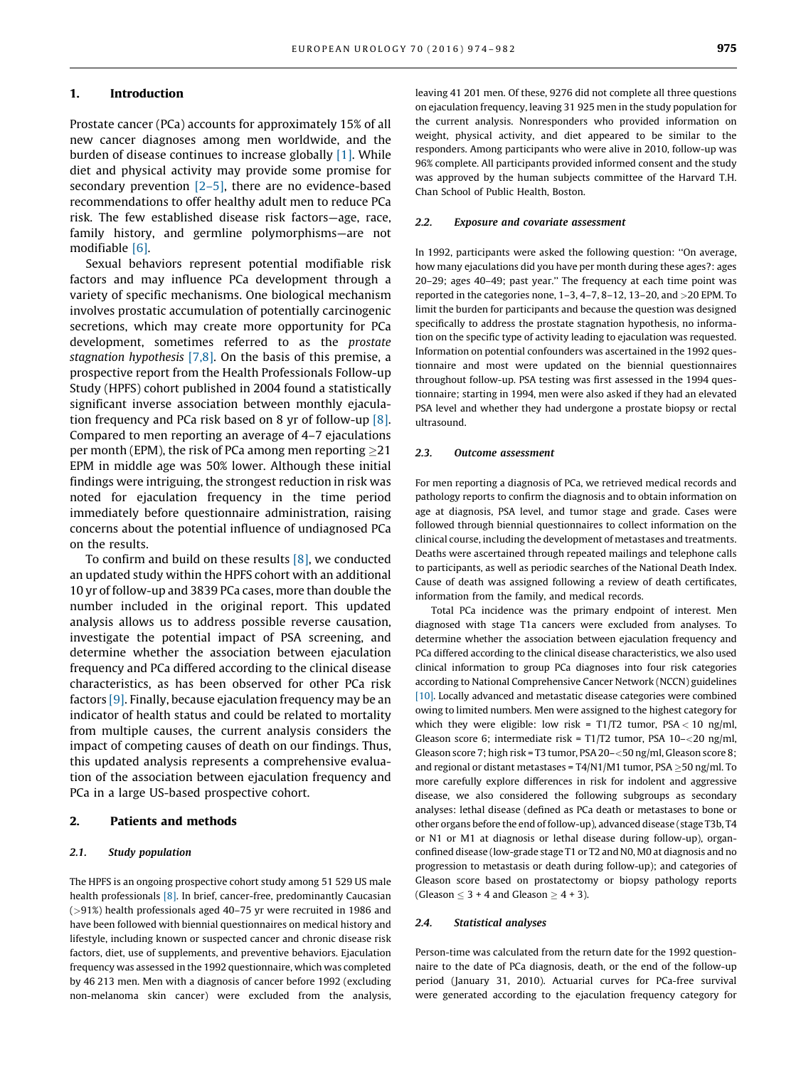## 1. Introduction

Prostate cancer (PCa) accounts for approximately 15% of all new cancer diagnoses among men worldwide, and the burden of disease continues to increase globally [1]. While diet and physical activity may provide some promise for secondary prevention [2–5], there are no evidence-based recommendations to offer healthy adult men to reduce PCa risk. The few established disease risk factors—age, race, family history, and germline polymorphisms—are not modifiable [6].

Sexual behaviors represent potential modifiable risk factors and may influence PCa development through a variety of specific mechanisms. One biological mechanism involves prostatic accumulation of potentially carcinogenic secretions, which may create more opportunity for PCa development, sometimes referred to as the *prostate stagnation hypothesis* [7,8]. On the basis of this premise, a prospective report from the Health Professionals Follow-up Study (HPFS) cohort published in 2004 found a statistically significant inverse association between monthly ejaculation frequency and PCa risk based on 8 yr of follow-up [8]. Compared to men reporting an average of 4–7 ejaculations per month (EPM), the risk of PCa among men reporting ≥21 EPM in middle age was 50% lower. Although these initial findings were intriguing, the strongest reduction in risk was noted for ejaculation frequency in the time period immediately before questionnaire administration, raising concerns about the potential influence of undiagnosed PCa on the results.

To confirm and build on these results [8], we conducted an updated study within the HPFS cohort with an additional 10 yr of follow-up and 3839 PCa cases, more than double the number included in the original report. This updated analysis allows us to address possible reverse causation, investigate the potential impact of PSA screening, and determine whether the association between ejaculation frequency and PCa differed according to the clinical disease characteristics, as has been observed for other PCa risk factors [9]. Finally, because ejaculation frequency may be an indicator of health status and could be related to mortality from multiple causes, the current analysis considers the impact of competing causes of death on our findings. Thus, this updated analysis represents a comprehensive evaluation of the association between ejaculation frequency and PCa in a large US-based prospective cohort.

## 2. Patients and methods

### 2.1. Study population

The HPFS is an ongoing prospective cohort study among 51 529 US male health professionals [8]. In brief, cancer-free, predominantly Caucasian (>91%) health professionals aged 40–75 yr were recruited in 1986 and have been followed with biennial questionnaires on medical history and lifestyle, including known or suspected cancer and chronic disease risk factors, diet, use of supplements, and preventive behaviors. Ejaculation frequency was assessed in the 1992 questionnaire, which was completed by 46 213 men. Men with a diagnosis of cancer before 1992 (excluding non-melanoma skin cancer) were excluded from the analysis, leaving 41 201 men. Of these, 9276 did not complete all three questions on ejaculation frequency, leaving 31 925 men in the study population for the current analysis. Nonresponders who provided information on weight, physical activity, and diet appeared to be similar to the responders. Among participants who were alive in 2010, follow-up was 96% complete. All participants provided informed consent and the study was approved by the human subjects committee of the Harvard T.H. Chan School of Public Health, Boston.

### 2.2. Exposure and covariate assessment

In 1992, participants were asked the following question: "On average, how many ejaculations did you have per month during these ages?: ages 20–29; ages 40–49; past year." The frequency at each time point was reported in the categories none, 1–3, 4–7, 8–12, 13–20, and >20 EPM. To limit the burden for participants and because the question was designed specifically to address the prostate stagnation hypothesis, no information on the specific type of activity leading to ejaculation was requested. Information on potential confounders was ascertained in the 1992 questionnaire and most were updated on the biennial questionnaires throughout follow-up. PSA testing was first assessed in the 1994 questionnaire; starting in 1994, men were also asked if they had an elevated PSA level and whether they had undergone a prostate biopsy or rectal ultrasound.

### 2.3. Outcome assessment

For men reporting a diagnosis of PCa, we retrieved medical records and pathology reports to confirm the diagnosis and to obtain information on age at diagnosis, PSA level, and tumor stage and grade. Cases were followed through biennial questionnaires to collect information on the clinical course, including the development of metastases and treatments. Deaths were ascertained through repeated mailings and telephone calls to participants, as well as periodic searches of the National Death Index. Cause of death was assigned following a review of death certificates, information from the family, and medical records.

Total PCa incidence was the primary endpoint of interest. Men diagnosed with stage T1a cancers were excluded from analyses. To determine whether the association between ejaculation frequency and PCa differed according to the clinical disease characteristics, we also used clinical information to group PCa diagnoses into four risk categories according to National Comprehensive Cancer Network (NCCN) guidelines [10]. Locally advanced and metastatic disease categories were combined owing to limited numbers. Men were assigned to the highest category for which they were eligible: low risk = T1/T2 tumor, PSA < 10 ng/ml, Gleason score 6; intermediate risk = T1/T2 tumor, PSA 10–<20 ng/ml, Gleason score 7; high risk = T3 tumor, PSA 20–<50 ng/ml, Gleason score 8; and regional or distant metastases = T4/N1/M1 tumor, PSA ≥50 ng/ml. To more carefully explore differences in risk for indolent and aggressive disease, we also considered the following subgroups as secondary analyses: lethal disease (defined as PCa death or metastases to bone or other organs before the end of follow-up), advanced disease (stage T3b, T4 or N1 or M1 at diagnosis or lethal disease during follow-up), organ-confined disease (low-grade stage T1 or T2 and N0, M0 at diagnosis and no progression to metastasis or death during follow-up); and categories of Gleason score based on prostatectomy or biopsy pathology reports (Gleason ≤ 3 + 4 and Gleason ≥ 4 + 3).

### 2.4. Statistical analyses

Person-time was calculated from the return date for the 1992 questionnaire to the date of PCa diagnosis, death, or the end of the follow-up period (January 31, 2010). Actuarial curves for PCa-free survival were generated according to the ejaculation frequency category for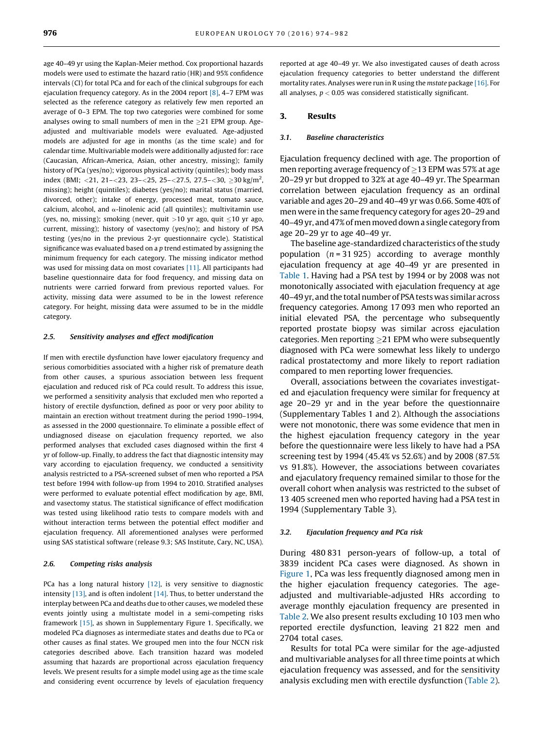age 40–49 yr using the Kaplan-Meier method. Cox proportional hazards models were used to estimate the hazard ratio (HR) and 95% confidence intervals (CI) for total PCa and for each of the clinical subgroups for each ejaculation frequency category. As in the 2004 report [8], 4–7 EPM was selected as the reference category as relatively few men reported an average of 0–3 EPM. The top two categories were combined for some analyses owing to small numbers of men in the ≥21 EPM group. Age-adjusted and multivariable models were evaluated. Age-adjusted models are adjusted for age in months (as the time scale) and for calendar time. Multivariable models were additionally adjusted for: race (Caucasian, African-America, Asian, other ancestry, missing); family history of PCa (yes/no); vigorous physical activity (quintiles); body mass index (BMI; <21, 21–<23, 23–<25, 25–<27.5, 27.5–<30, ≥30 kg/m$^2$, missing); height (quintiles); diabetes (yes/no); marital status (married, divorced, other); intake of energy, processed meat, tomato sauce, calcium, alcohol, and α-linolenic acid (all quintiles); multivitamin use (yes, no, missing); smoking (never, quit >10 yr ago, quit ≤10 yr ago, current, missing); history of vasectomy (yes/no); and history of PSA testing (yes/no in the previous 2-yr questionnaire cycle). Statistical significance was evaluated based on a *p* trend estimated by assigning the minimum frequency for each category. The missing indicator method was used for missing data on most covariates [11]. All participants had baseline questionnaire data for food frequency, and missing data on nutrients were carried forward from previous reported values. For activity, missing data were assumed to be in the lowest reference category. For height, missing data were assumed to be in the middle category.

### 2.5. Sensitivity analyses and effect modification

If men with erectile dysfunction have lower ejaculatory frequency and serious comorbidities associated with a higher risk of premature death from other causes, a spurious association between less frequent ejaculation and reduced risk of PCa could result. To address this issue, we performed a sensitivity analysis that excluded men who reported a history of erectile dysfunction, defined as poor or very poor ability to maintain an erection without treatment during the period 1990–1994, as assessed in the 2000 questionnaire. To eliminate a possible effect of undiagnosed disease on ejaculation frequency reported, we also performed analyses that excluded cases diagnosed within the first 4 yr of follow-up. Finally, to address the fact that diagnostic intensity may vary according to ejaculation frequency, we conducted a sensitivity analysis restricted to a PSA-screened subset of men who reported a PSA test before 1994 with follow-up from 1994 to 2010. Stratified analyses were performed to evaluate potential effect modification by age, BMI, and vasectomy status. The statistical significance of effect modification was tested using likelihood ratio tests to compare models with and without interaction terms between the potential effect modifier and ejaculation frequency. All aforementioned analyses were performed using SAS statistical software (release 9.3; SAS Institute, Cary, NC, USA).

### 2.6. Competing risks analysis

PCa has a long natural history [12], is very sensitive to diagnostic intensity [13], and is often indolent [14]. Thus, to better understand the interplay between PCa and deaths due to other causes, we modeled these events jointly using a multistate model in a semi-competing risks framework [15], as shown in Supplementary Figure 1. Specifically, we modeled PCa diagnoses as intermediate states and deaths due to PCa or other causes as final states. We grouped men into the four NCCN risk categories described above. Each transition hazard was modeled assuming that hazards are proportional across ejaculation frequency levels. We present results for a simple model using age as the time scale and considering event occurrence by levels of ejaculation frequency reported at age 40–49 yr. We also investigated causes of death across ejaculation frequency categories to better understand the different mortality rates. Analyses were run in R using the *mstate* package [16]. For all analyses, $p < 0.05$ was considered statistically significant.

## 3. Results

### 3.1. Baseline characteristics

Ejaculation frequency declined with age. The proportion of men reporting average frequency of ≥13 EPM was 57% at age 20–29 yr but dropped to 32% at age 40–49 yr. The Spearman correlation between ejaculation frequency as an ordinal variable and ages 20–29 and 40–49 yr was 0.66. Some 40% of men were in the same frequency category for ages 20–29 and 40–49 yr, and 47% of men moved down a single category from age 20–29 yr to age 40–49 yr.

The baseline age-standardized characteristics of the study population (n = 31 925) according to average monthly ejaculation frequency at age 40–49 yr are presented in Table 1. Having had a PSA test by 1994 or by 2008 was not monotonically associated with ejaculation frequency at age 40–49 yr, and the total number of PSA tests was similar across frequency categories. Among 17 093 men who reported an initial elevated PSA, the percentage who subsequently reported prostate biopsy was similar across ejaculation categories. Men reporting ≥21 EPM who were subsequently diagnosed with PCa were somewhat less likely to undergo radical prostatectomy and more likely to report radiation compared to men reporting lower frequencies.

Overall, associations between the covariates investigated and ejaculation frequency were similar for frequency at age 20–29 yr and in the year before the questionnaire (Supplementary Tables 1 and 2). Although the associations were not monotonic, there was some evidence that men in the highest ejaculation frequency category in the year before the questionnaire were less likely to have had a PSA screening test by 1994 (45.4% vs 52.6%) and by 2008 (87.5% vs 91.8%). However, the associations between covariates and ejaculatory frequency remained similar to those for the overall cohort when analysis was restricted to the subset of 13 405 screened men who reported having had a PSA test in 1994 (Supplementary Table 3).

### 3.2. Ejaculation frequency and PCa risk

During 480 831 person-years of follow-up, a total of 3839 incident PCa cases were diagnosed. As shown in Figure 1, PCa was less frequently diagnosed among men in the higher ejaculation frequency categories. The age-adjusted and multivariable-adjusted HRs according to average monthly ejaculation frequency are presented in Table 2. We also present results excluding 10 103 men who reported erectile dysfunction, leaving 21 822 men and 2704 total cases.

Results for total PCa were similar for the age-adjusted and multivariable analyses for all three time points at which ejaculation frequency was assessed, and for the sensitivity analysis excluding men with erectile dysfunction (Table 2).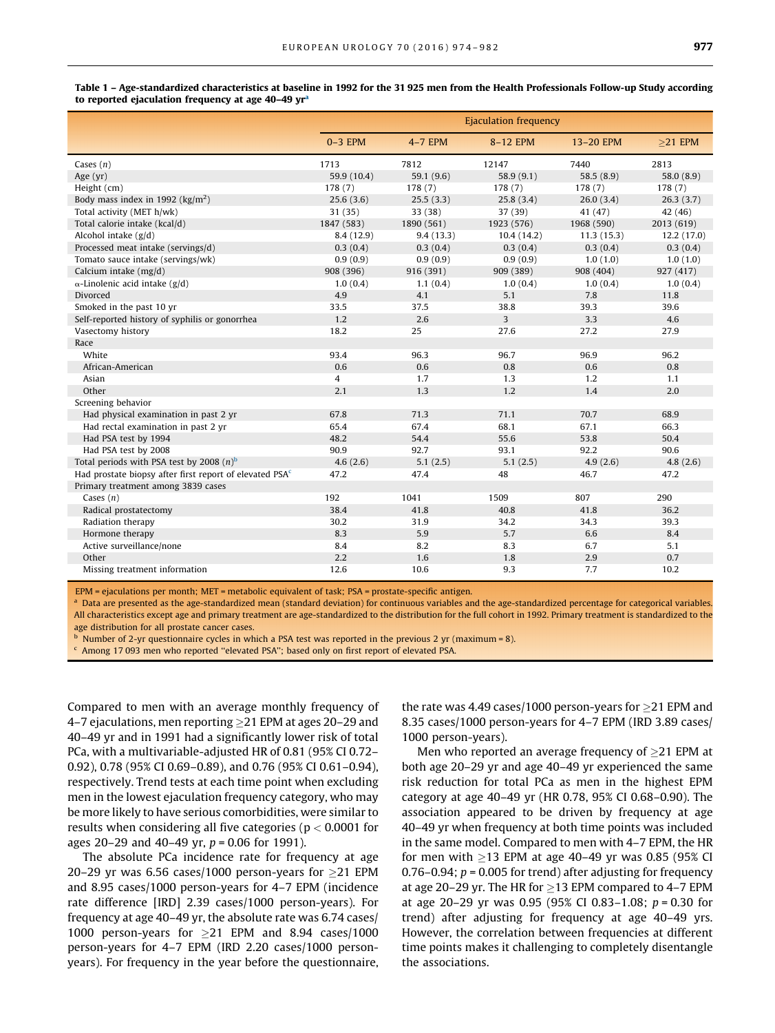**Table 1 – Age-standardized characteristics at baseline in 1992 for the 31 925 men from the Health Professionals Follow-up Study according to reported ejaculation frequency at age 40–49 yr[a]**

| | Ejaculation frequency | | | | |
|---|---|---|---|---|---|
| | 0–3 EPM | 4–7 EPM | 8–12 EPM | 13–20 EPM | ≥21 EPM |
| Cases (*n*) | 1713 | 7812 | 12147 | 7440 | 2813 |
| Age (yr) | 59.9 (10.4) | 59.1 (9.6) | 58.9 (9.1) | 58.5 (8.9) | 58.0 (8.9) |
| Height (cm) | 178 (7) | 178 (7) | 178 (7) | 178 (7) | 178 (7) |
| Body mass index in 1992 (kg/m$^2$) | 25.6 (3.6) | 25.5 (3.3) | 25.8 (3.4) | 26.0 (3.4) | 26.3 (3.7) |
| Total activity (MET h/wk) | 31 (35) | 33 (38) | 37 (39) | 41 (47) | 42 (46) |
| Total calorie intake (kcal/d) | 1847 (583) | 1890 (561) | 1923 (576) | 1968 (590) | 2013 (619) |
| Alcohol intake (g/d) | 8.4 (12.9) | 9.4 (13.3) | 10.4 (14.2) | 11.3 (15.3) | 12.2 (17.0) |
| Processed meat intake (servings/d) | 0.3 (0.4) | 0.3 (0.4) | 0.3 (0.4) | 0.3 (0.4) | 0.3 (0.4) |
| Tomato sauce intake (servings/wk) | 0.9 (0.9) | 0.9 (0.9) | 0.9 (0.9) | 1.0 (1.0) | 1.0 (1.0) |
| Calcium intake (mg/d) | 908 (396) | 916 (391) | 909 (389) | 908 (404) | 927 (417) |
| α-Linolenic acid intake (g/d) | 1.0 (0.4) | 1.1 (0.4) | 1.0 (0.4) | 1.0 (0.4) | 1.0 (0.4) |
| Divorced | 4.9 | 4.1 | 5.1 | 7.8 | 11.8 |
| Smoked in the past 10 yr | 33.5 | 37.5 | 38.8 | 39.3 | 39.6 |
| Self-reported history of syphilis or gonorrhea | 1.2 | 2.6 | 3 | 3.3 | 4.6 |
| Vasectomy history | 18.2 | 25 | 27.6 | 27.2 | 27.9 |
| Race | | | | | |
| White | 93.4 | 96.3 | 96.7 | 96.9 | 96.2 |
| African-American | 0.6 | 0.6 | 0.8 | 0.6 | 0.8 |
| Asian | 4 | 1.7 | 1.3 | 1.2 | 1.1 |
| Other | 2.1 | 1.3 | 1.2 | 1.4 | 2.0 |
| Screening behavior | | | | | |
| Had physical examination in past 2 yr | 67.8 | 71.3 | 71.1 | 70.7 | 68.9 |
| Had rectal examination in past 2 yr | 65.4 | 67.4 | 68.1 | 67.1 | 66.3 |
| Had PSA test by 1994 | 48.2 | 54.4 | 55.6 | 53.8 | 50.4 |
| Had PSA test by 2008 | 90.9 | 92.7 | 93.1 | 92.2 | 90.6 |
| Total periods with PSA test by 2008 (*n*)[b] | 4.6 (2.6) | 5.1 (2.5) | 5.1 (2.5) | 4.9 (2.6) | 4.8 (2.6) |
| Had prostate biopsy after first report of elevated PSA[c] | 47.2 | 47.4 | 48 | 46.7 | 47.2 |
| Primary treatment among 3839 cases | | | | | |
| Cases (*n*) | 192 | 1041 | 1509 | 807 | 290 |
| Radical prostatectomy | 38.4 | 41.8 | 40.8 | 41.8 | 36.2 |
| Radiation therapy | 30.2 | 31.9 | 34.2 | 34.3 | 39.3 |
| Hormone therapy | 8.3 | 5.9 | 5.7 | 6.6 | 8.4 |
| Active surveillance/none | 8.4 | 8.2 | 8.3 | 6.7 | 5.1 |
| Other | 2.2 | 1.6 | 1.8 | 2.9 | 0.7 |
| Missing treatment information | 12.6 | 10.6 | 9.3 | 7.7 | 10.2 |

EPM = ejaculations per month; MET = metabolic equivalent of task; PSA = prostate-specific antigen.
[a] Data are presented as the age-standardized mean (standard deviation) for continuous variables and the age-standardized percentage for categorical variables. All characteristics except age and primary treatment are age-standardized to the distribution for the full cohort in 1992. Primary treatment is standardized to the age distribution for all prostate cancer cases.
[b] Number of 2-yr questionnaire cycles in which a PSA test was reported in the previous 2 yr (maximum = 8).
[c] Among 17 093 men who reported "elevated PSA"; based only on first report of elevated PSA.

Compared to men with an average monthly frequency of 4–7 ejaculations, men reporting ≥21 EPM at ages 20–29 and 40–49 yr and in 1991 had a significantly lower risk of total PCa, with a multivariable-adjusted HR of 0.81 (95% CI 0.72–0.92), 0.78 (95% CI 0.69–0.89), and 0.76 (95% CI 0.61–0.94), respectively. Trend tests at each time point when excluding men in the lowest ejaculation frequency category, who may be more likely to have serious comorbidities, were similar to results when considering all five categories ($p < 0.0001$ for ages 20–29 and 40–49 yr, $p = 0.06$ for 1991).

The absolute PCa incidence rate for frequency at age 20–29 yr was 6.56 cases/1000 person-years for ≥21 EPM and 8.95 cases/1000 person-years for 4–7 EPM (incidence rate difference [IRD] 2.39 cases/1000 person-years). For frequency at age 40–49 yr, the absolute rate was 6.74 cases/1000 person-years for ≥21 EPM and 8.94 cases/1000 person-years for 4–7 EPM (IRD 2.20 cases/1000 person-years). For frequency in the year before the questionnaire, the rate was 4.49 cases/1000 person-years for ≥21 EPM and 8.35 cases/1000 person-years for 4–7 EPM (IRD 3.89 cases/1000 person-years).

Men who reported an average frequency of ≥21 EPM at both age 20–29 yr and age 40–49 yr experienced the same risk reduction for total PCa as men in the highest EPM category at age 40–49 yr (HR 0.78, 95% CI 0.68–0.90). The association appeared to be driven by frequency at age 40–49 yr when frequency at both time points was included in the same model. Compared to men with 4–7 EPM, the HR for men with ≥13 EPM at age 40–49 yr was 0.85 (95% CI 0.76–0.94; $p = 0.005$ for trend) after adjusting for frequency at age 20–29 yr. The HR for ≥13 EPM compared to 4–7 EPM at age 20–29 yr was 0.95 (95% CI 0.83–1.08; $p = 0.30$ for trend) after adjusting for frequency at age 40–49 yrs. However, the correlation between frequencies at different time points makes it challenging to completely disentangle the associations.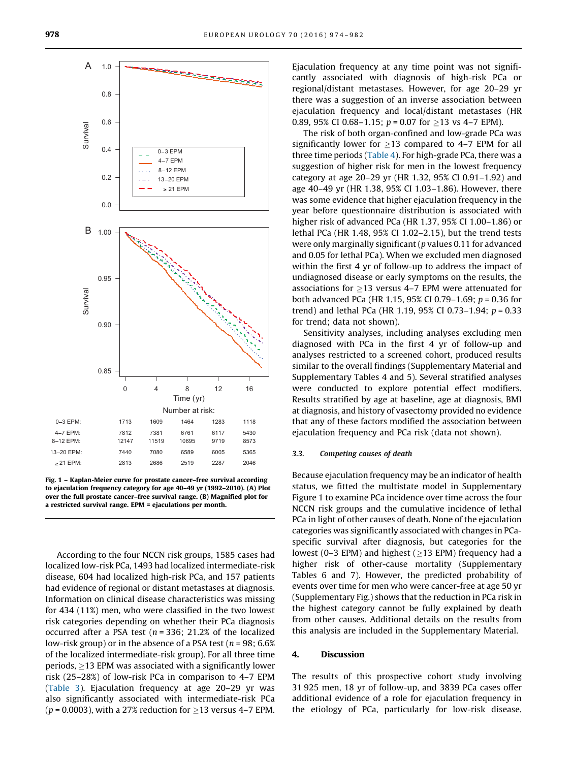Number at risk:

| | 0 | 4 | 8 | 12 | 16 |
|---|---|---|---|---|---|
| 0–3 EPM: | 1713 | 1609 | 1464 | 1283 | 1118 |
| 4–7 EPM: | 7812 | 7381 | 6761 | 6117 | 5430 |
| 8–12 EPM: | 12147 | 11519 | 10695 | 9719 | 8573 |
| 13–20 EPM: | 7440 | 7080 | 6589 | 6005 | 5365 |
| ≥21 EPM: | 2813 | 2686 | 2519 | 2287 | 2046 |

**Fig. 1 – Kaplan-Meier curve for prostate cancer–free survival according to ejaculation frequency category for age 40–49 yr (1992–2010). (A) Plot over the full prostate cancer–free survival range. (B) Magnified plot for a restricted survival range. EPM = ejaculations per month.**

According to the four NCCN risk groups, 1585 cases had localized low-risk PCa, 1493 had localized intermediate-risk disease, 604 had localized high-risk PCa, and 157 patients had evidence of regional or distant metastases at diagnosis. Information on clinical disease characteristics was missing for 434 (11%) men, who were classified in the two lowest risk categories depending on whether their PCa diagnosis occurred after a PSA test ($n = 336$; 21.2% of the localized low-risk group) or in the absence of a PSA test ($n = 98$; 6.6% of the localized intermediate-risk group). For all three time periods, ≥13 EPM was associated with a significantly lower risk (25–28%) of low-risk PCa in comparison to 4–7 EPM (Table 3). Ejaculation frequency at age 20–29 yr was also significantly associated with intermediate-risk PCa ($p = 0.0003$), with a 27% reduction for ≥13 versus 4–7 EPM. Ejaculation frequency at any time point was not significantly associated with diagnosis of high-risk PCa or regional/distant metastases. However, for age 20–29 yr there was a suggestion of an inverse association between ejaculation frequency and local/distant metastases (HR 0.89, 95% CI 0.68–1.15; $p = 0.07$ for ≥13 vs 4–7 EPM).

The risk of both organ-confined and low-grade PCa was significantly lower for ≥13 compared to 4–7 EPM for all three time periods (Table 4). For high-grade PCa, there was a suggestion of higher risk for men in the lowest frequency category at age 20–29 yr (HR 1.32, 95% CI 0.91–1.92) and age 40–49 yr (HR 1.38, 95% CI 1.03–1.86). However, there was some evidence that higher ejaculation frequency in the year before questionnaire distribution is associated with higher risk of advanced PCa (HR 1.37, 95% CI 1.00–1.86) or lethal PCa (HR 1.48, 95% CI 1.02–2.15), but the trend tests were only marginally significant ($p$ values 0.11 for advanced and 0.05 for lethal PCa). When we excluded men diagnosed within the first 4 yr of follow-up to address the impact of undiagnosed disease or early symptoms on the results, the associations for ≥13 versus 4–7 EPM were attenuated for both advanced PCa (HR 1.15, 95% CI 0.79–1.69; $p = 0.36$ for trend) and lethal PCa (HR 1.19, 95% CI 0.73–1.94; $p = 0.33$ for trend; data not shown).

Sensitivity analyses, including analyses excluding men diagnosed with PCa in the first 4 yr of follow-up and analyses restricted to a screened cohort, produced results similar to the overall findings (Supplementary Material and Supplementary Tables 4 and 5). Several stratified analyses were conducted to explore potential effect modifiers. Results stratified by age at baseline, age at diagnosis, BMI at diagnosis, and history of vasectomy provided no evidence that any of these factors modified the association between ejaculation frequency and PCa risk (data not shown).

### 3.3. *Competing causes of death*

Because ejaculation frequency may be an indicator of health status, we fitted the multistate model in Supplementary Figure 1 to examine PCa incidence over time across the four NCCN risk groups and the cumulative incidence of lethal PCa in light of other causes of death. None of the ejaculation categories was significantly associated with changes in PCa-specific survival after diagnosis, but categories for the lowest (0–3 EPM) and highest (≥13 EPM) frequency had a higher risk of other-cause mortality (Supplementary Tables 6 and 7). However, the predicted probability of events over time for men who were cancer-free at age 50 yr (Supplementary Fig.) shows that the reduction in PCa risk in the highest category cannot be fully explained by death from other causes. Additional details on the results from this analysis are included in the Supplementary Material.

## 4. Discussion

The results of this prospective cohort study involving 31 925 men, 18 yr of follow-up, and 3839 PCa cases offer additional evidence of a role for ejaculation frequency in the etiology of PCa, particularly for low-risk disease.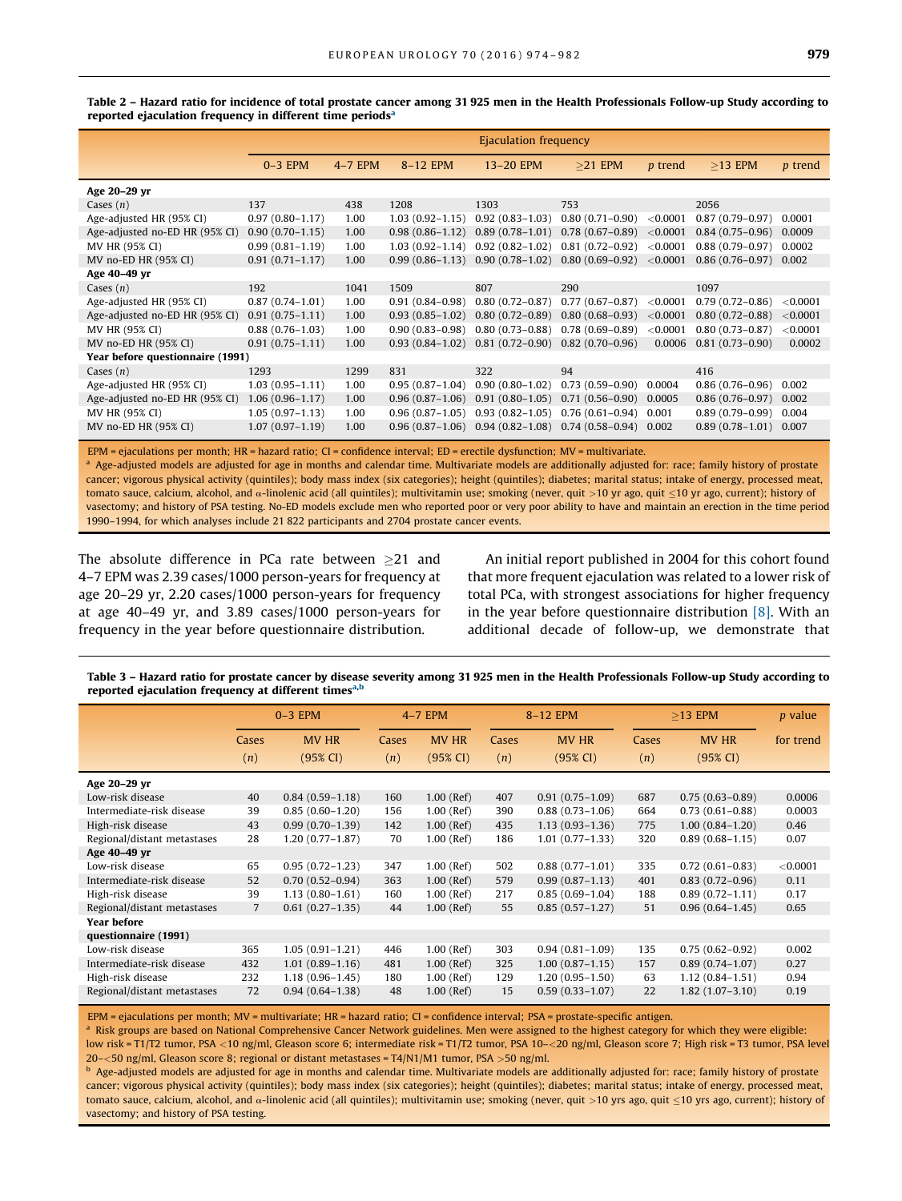**Table 2 – Hazard ratio for incidence of total prostate cancer among 31 925 men in the Health Professionals Follow-up Study according to reported ejaculation frequency in different time periods[a]**

| | Ejaculation frequency | | | | | | | |
|---|---|---|---|---|---|---|---|---|
| | 0–3 EPM | 4–7 EPM | 8–12 EPM | 13–20 EPM | ≥21 EPM | *p* trend | ≥13 EPM | *p* trend |
| **Age 20–29 yr** | | | | | | | | |
| Cases (*n*) | 137 | 438 | 1208 | 1303 | 753 | | 2056 | |
| Age-adjusted HR (95% CI) | 0.97 (0.80–1.17) | 1.00 | 1.03 (0.92–1.15) | 0.92 (0.83–1.03) | 0.80 (0.71–0.90) | <0.0001 | 0.87 (0.79–0.97) | 0.0001 |
| Age-adjusted no-ED HR (95% CI) | 0.90 (0.70–1.15) | 1.00 | 0.98 (0.86–1.12) | 0.89 (0.78–1.01) | 0.78 (0.67–0.89) | <0.0001 | 0.84 (0.75–0.96) | 0.0009 |
| MV HR (95% CI) | 0.99 (0.81–1.19) | 1.00 | 1.03 (0.92–1.14) | 0.92 (0.82–1.02) | 0.81 (0.72–0.92) | <0.0001 | 0.88 (0.79–0.97) | 0.0002 |
| MV no-ED HR (95% CI) | 0.91 (0.71–1.17) | 1.00 | 0.99 (0.86–1.13) | 0.90 (0.78–1.02) | 0.80 (0.69–0.92) | <0.0001 | 0.86 (0.76–0.97) | 0.002 |
| **Age 40–49 yr** | | | | | | | | |
| Cases (*n*) | 192 | 1041 | 1509 | 807 | 290 | | 1097 | |
| Age-adjusted HR (95% CI) | 0.87 (0.74–1.01) | 1.00 | 0.91 (0.84–0.98) | 0.80 (0.72–0.87) | 0.77 (0.67–0.87) | <0.0001 | 0.79 (0.72–0.86) | <0.0001 |
| Age-adjusted no-ED HR (95% CI) | 0.91 (0.75–1.11) | 1.00 | 0.93 (0.85–1.02) | 0.80 (0.72–0.89) | 0.80 (0.68–0.93) | <0.0001 | 0.80 (0.72–0.88) | <0.0001 |
| MV HR (95% CI) | 0.88 (0.76–1.03) | 1.00 | 0.90 (0.83–0.98) | 0.80 (0.73–0.88) | 0.78 (0.69–0.89) | <0.0001 | 0.80 (0.73–0.87) | <0.0001 |
| MV no-ED HR (95% CI) | 0.91 (0.75–1.11) | 1.00 | 0.93 (0.84–1.02) | 0.81 (0.72–0.90) | 0.82 (0.70–0.96) | 0.0006 | 0.81 (0.73–0.90) | 0.0002 |
| **Year before questionnaire (1991)** | | | | | | | | |
| Cases (*n*) | 1293 | 1299 | 831 | 322 | 94 | | 416 | |
| Age-adjusted HR (95% CI) | 1.03 (0.95–1.11) | 1.00 | 0.95 (0.87–1.04) | 0.90 (0.80–1.02) | 0.73 (0.59–0.90) | 0.0004 | 0.86 (0.76–0.96) | 0.002 |
| Age-adjusted no-ED HR (95% CI) | 1.06 (0.96–1.17) | 1.00 | 0.96 (0.87–1.06) | 0.91 (0.80–1.05) | 0.71 (0.56–0.90) | 0.0005 | 0.86 (0.76–0.97) | 0.002 |
| MV HR (95% CI) | 1.05 (0.97–1.13) | 1.00 | 0.96 (0.87–1.05) | 0.93 (0.82–1.05) | 0.76 (0.61–0.94) | 0.001 | 0.89 (0.79–0.99) | 0.004 |
| MV no-ED HR (95% CI) | 1.07 (0.97–1.19) | 1.00 | 0.96 (0.87–1.06) | 0.94 (0.82–1.08) | 0.74 (0.58–0.94) | 0.002 | 0.89 (0.78–1.01) | 0.007 |

EPM = ejaculations per month; HR = hazard ratio; CI = confidence interval; ED = erectile dysfunction; MV = multivariate.
[a] Age-adjusted models are adjusted for age in months and calendar time. Multivariate models are additionally adjusted for: race; family history of prostate cancer; vigorous physical activity (quintiles); body mass index (six categories); height (quintiles); diabetes; marital status; intake of energy, processed meat, tomato sauce, calcium, alcohol, and α-linolenic acid (all quintiles); multivitamin use; smoking (never, quit >10 yr ago, quit ≤10 yr ago, current); history of vasectomy; and history of PSA testing. No-ED models exclude men who reported poor or very poor ability to have and maintain an erection in the time period 1990–1994, for which analyses include 21 822 participants and 2704 prostate cancer events.

The absolute difference in PCa rate between ≥21 and 4–7 EPM was 2.39 cases/1000 person-years for frequency at age 20–29 yr, 2.20 cases/1000 person-years for frequency at age 40–49 yr, and 3.89 cases/1000 person-years for frequency in the year before questionnaire distribution.

An initial report published in 2004 for this cohort found that more frequent ejaculation was related to a lower risk of total PCa, with strongest associations for higher frequency in the year before questionnaire distribution [8]. With an additional decade of follow-up, we demonstrate that

**Table 3 – Hazard ratio for prostate cancer by disease severity among 31 925 men in the Health Professionals Follow-up Study according to reported ejaculation frequency at different times[a,b]**

| | 0–3 EPM | | 4–7 EPM | | 8–12 EPM | | ≥13 EPM | | *p* value |
|---|---|---|---|---|---|---|---|---|---|
| | Cases (*n*) | MV HR (95% CI) | Cases (*n*) | MV HR (95% CI) | Cases (*n*) | MV HR (95% CI) | Cases (*n*) | MV HR (95% CI) | for trend |
| **Age 20–29 yr** | | | | | | | | | |
| Low-risk disease | 40 | 0.84 (0.59–1.18) | 160 | 1.00 (Ref) | 407 | 0.91 (0.75–1.09) | 687 | 0.75 (0.63–0.89) | 0.0006 |
| Intermediate-risk disease | 39 | 0.85 (0.60–1.20) | 156 | 1.00 (Ref) | 390 | 0.88 (0.73–1.06) | 664 | 0.73 (0.61–0.88) | 0.0003 |
| High-risk disease | 43 | 0.99 (0.70–1.39) | 142 | 1.00 (Ref) | 435 | 1.13 (0.93–1.36) | 775 | 1.00 (0.84–1.20) | 0.46 |
| Regional/distant metastases | 28 | 1.20 (0.77–1.87) | 70 | 1.00 (Ref) | 186 | 1.01 (0.77–1.33) | 320 | 0.89 (0.68–1.15) | 0.07 |
| **Age 40–49 yr** | | | | | | | | | |
| Low-risk disease | 65 | 0.95 (0.72–1.23) | 347 | 1.00 (Ref) | 502 | 0.88 (0.77–1.01) | 335 | 0.72 (0.61–0.83) | <0.0001 |
| Intermediate-risk disease | 52 | 0.70 (0.52–0.94) | 363 | 1.00 (Ref) | 579 | 0.99 (0.87–1.13) | 401 | 0.83 (0.72–0.96) | 0.11 |
| High-risk disease | 39 | 1.13 (0.80–1.61) | 160 | 1.00 (Ref) | 217 | 0.85 (0.69–1.04) | 188 | 0.89 (0.72–1.11) | 0.17 |
| Regional/distant metastases | 7 | 0.61 (0.27–1.35) | 44 | 1.00 (Ref) | 55 | 0.85 (0.57–1.27) | 51 | 0.96 (0.64–1.45) | 0.65 |
| **Year before questionnaire (1991)** | | | | | | | | | |
| Low-risk disease | 365 | 1.05 (0.91–1.21) | 446 | 1.00 (Ref) | 303 | 0.94 (0.81–1.09) | 135 | 0.75 (0.62–0.92) | 0.002 |
| Intermediate-risk disease | 432 | 1.01 (0.89–1.16) | 481 | 1.00 (Ref) | 325 | 1.00 (0.87–1.15) | 157 | 0.89 (0.74–1.07) | 0.27 |
| High-risk disease | 232 | 1.18 (0.96–1.45) | 180 | 1.00 (Ref) | 129 | 1.20 (0.95–1.50) | 63 | 1.12 (0.84–1.51) | 0.94 |
| Regional/distant metastases | 72 | 0.94 (0.64–1.38) | 48 | 1.00 (Ref) | 15 | 0.59 (0.33–1.07) | 22 | 1.82 (1.07–3.10) | 0.19 |

EPM = ejaculations per month; MV = multivariate; HR = hazard ratio; CI = confidence interval; PSA = prostate-specific antigen.
[a] Risk groups are based on National Comprehensive Cancer Network guidelines. Men were assigned to the highest category for which they were eligible: low risk = T1/T2 tumor, PSA <10 ng/ml, Gleason score 6; intermediate risk = T1/T2 tumor, PSA 10–<20 ng/ml, Gleason score 7; High risk = T3 tumor, PSA level 20–<50 ng/ml, Gleason score 8; regional or distant metastases = T4/N1/M1 tumor, PSA >50 ng/ml.
[b] Age-adjusted models are adjusted for age in months and calendar time. Multivariate models are additionally adjusted for: race; family history of prostate cancer; vigorous physical activity (quintiles); body mass index (six categories); height (quintiles); diabetes; marital status; intake of energy, processed meat, tomato sauce, calcium, alcohol, and α-linolenic acid (all quintiles); multivitamin use; smoking (never, quit >10 yrs ago, quit ≤10 yrs ago, current); history of vasectomy; and history of PSA testing.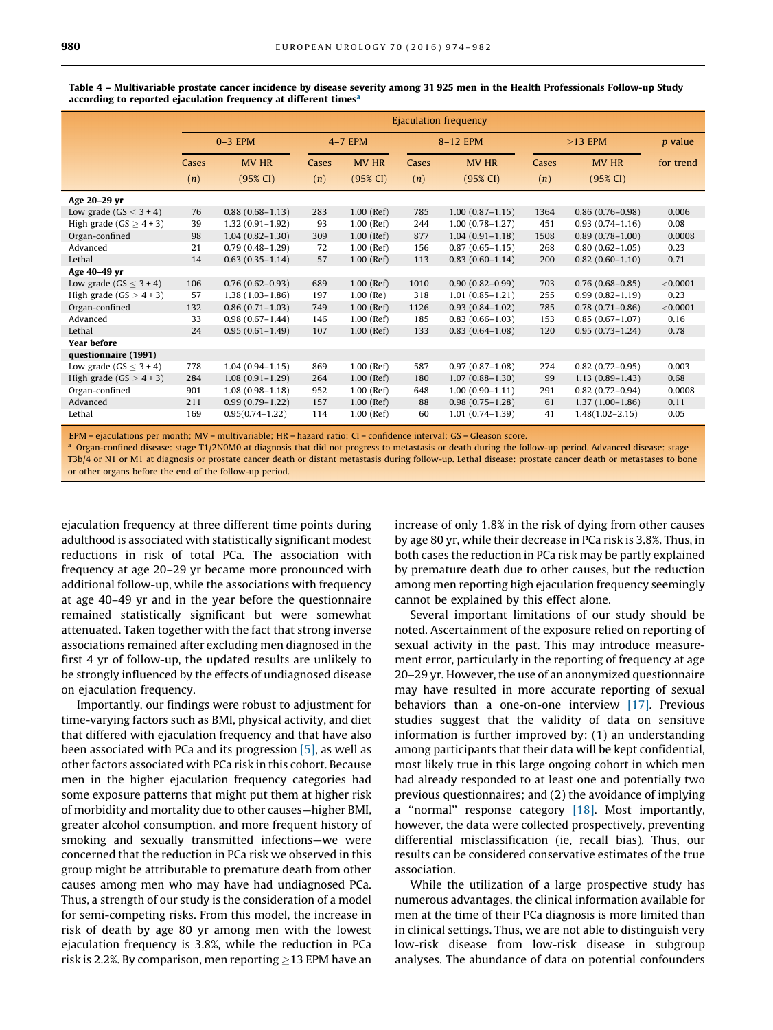**Table 4 – Multivariable prostate cancer incidence by disease severity among 31 925 men in the Health Professionals Follow-up Study according to reported ejaculation frequency at different times[a]**

| | Ejaculation frequency | | | | | | | | |
|---|---|---|---|---|---|---|---|---|---|
| | 0–3 EPM | | 4–7 EPM | | 8–12 EPM | | ≥13 EPM | | *p* value |
| | Cases (*n*) | MV HR (95% CI) | Cases (*n*) | MV HR (95% CI) | Cases (*n*) | MV HR (95% CI) | Cases (*n*) | MV HR (95% CI) | for trend |
| **Age 20–29 yr** | | | | | | | | | |
| Low grade (GS ≤ 3 + 4) | 76 | 0.88 (0.68–1.13) | 283 | 1.00 (Ref) | 785 | 1.00 (0.87–1.15) | 1364 | 0.86 (0.76–0.98) | 0.006 |
| High grade (GS ≥ 4 + 3) | 39 | 1.32 (0.91–1.92) | 93 | 1.00 (Ref) | 244 | 1.00 (0.78–1.27) | 451 | 0.93 (0.74–1.16) | 0.08 |
| Organ-confined | 98 | 1.04 (0.82–1.30) | 309 | 1.00 (Ref) | 877 | 1.04 (0.91–1.18) | 1508 | 0.89 (0.78–1.00) | 0.0008 |
| Advanced | 21 | 0.79 (0.48–1.29) | 72 | 1.00 (Ref) | 156 | 0.87 (0.65–1.15) | 268 | 0.80 (0.62–1.05) | 0.23 |
| Lethal | 14 | 0.63 (0.35–1.14) | 57 | 1.00 (Ref) | 113 | 0.83 (0.60–1.14) | 200 | 0.82 (0.60–1.10) | 0.71 |
| **Age 40–49 yr** | | | | | | | | | |
| Low grade (GS ≤ 3 + 4) | 106 | 0.76 (0.62–0.93) | 689 | 1.00 (Ref) | 1010 | 0.90 (0.82–0.99) | 703 | 0.76 (0.68–0.85) | <0.0001 |
| High grade (GS ≥ 4 + 3) | 57 | 1.38 (1.03–1.86) | 197 | 1.00 (Re) | 318 | 1.01 (0.85–1.21) | 255 | 0.99 (0.82–1.19) | 0.23 |
| Organ-confined | 132 | 0.86 (0.71–1.03) | 749 | 1.00 (Ref) | 1126 | 0.93 (0.84–1.02) | 785 | 0.78 (0.71–0.86) | <0.0001 |
| Advanced | 33 | 0.98 (0.67–1.44) | 146 | 1.00 (Ref) | 185 | 0.83 (0.66–1.03) | 153 | 0.85 (0.67–1.07) | 0.16 |
| Lethal | 24 | 0.95 (0.61–1.49) | 107 | 1.00 (Ref) | 133 | 0.83 (0.64–1.08) | 120 | 0.95 (0.73–1.24) | 0.78 |
| **Year before questionnaire (1991)** | | | | | | | | | |
| Low grade (GS ≤ 3 + 4) | 778 | 1.04 (0.94–1.15) | 869 | 1.00 (Ref) | 587 | 0.97 (0.87–1.08) | 274 | 0.82 (0.72–0.95) | 0.003 |
| High grade (GS ≥ 4 + 3) | 284 | 1.08 (0.91–1.29) | 264 | 1.00 (Ref) | 180 | 1.07 (0.88–1.30) | 99 | 1.13 (0.89–1.43) | 0.68 |
| Organ-confined | 901 | 1.08 (0.98–1.18) | 952 | 1.00 (Ref) | 648 | 1.00 (0.90–1.11) | 291 | 0.82 (0.72–0.94) | 0.0008 |
| Advanced | 211 | 0.99 (0.79–1.22) | 157 | 1.00 (Ref) | 88 | 0.98 (0.75–1.28) | 61 | 1.37 (1.00–1.86) | 0.11 |
| Lethal | 169 | 0.95(0.74–1.22) | 114 | 1.00 (Ref) | 60 | 1.01 (0.74–1.39) | 41 | 1.48(1.02–2.15) | 0.05 |

EPM = ejaculations per month; MV = multivariable; HR = hazard ratio; CI = confidence interval; GS = Gleason score.

[a] Organ-confined disease: stage T1/2N0M0 at diagnosis that did not progress to metastasis or death during the follow-up period. Advanced disease: stage T3b/4 or N1 or M1 at diagnosis or prostate cancer death or distant metastasis during follow-up. Lethal disease: prostate cancer death or metastases to bone or other organs before the end of the follow-up period.

ejaculation frequency at three different time points during adulthood is associated with statistically significant modest reductions in risk of total PCa. The association with frequency at age 20–29 yr became more pronounced with additional follow-up, while the associations with frequency at age 40–49 yr and in the year before the questionnaire remained statistically significant but were somewhat attenuated. Taken together with the fact that strong inverse associations remained after excluding men diagnosed in the first 4 yr of follow-up, the updated results are unlikely to be strongly influenced by the effects of undiagnosed disease on ejaculation frequency.

Importantly, our findings were robust to adjustment for time-varying factors such as BMI, physical activity, and diet that differed with ejaculation frequency and that have also been associated with PCa and its progression [5], as well as other factors associated with PCa risk in this cohort. Because men in the higher ejaculation frequency categories had some exposure patterns that might put them at higher risk of morbidity and mortality due to other causes—higher BMI, greater alcohol consumption, and more frequent history of smoking and sexually transmitted infections—we were concerned that the reduction in PCa risk we observed in this group might be attributable to premature death from other causes among men who may have had undiagnosed PCa. Thus, a strength of our study is the consideration of a model for semi-competing risks. From this model, the increase in risk of death by age 80 yr among men with the lowest ejaculation frequency is 3.8%, while the reduction in PCa risk is 2.2%. By comparison, men reporting ≥13 EPM have an increase of only 1.8% in the risk of dying from other causes by age 80 yr, while their decrease in PCa risk is 3.8%. Thus, in both cases the reduction in PCa risk may be partly explained by premature death due to other causes, but the reduction among men reporting high ejaculation frequency seemingly cannot be explained by this effect alone.

Several important limitations of our study should be noted. Ascertainment of the exposure relied on reporting of sexual activity in the past. This may introduce measurement error, particularly in the reporting of frequency at age 20–29 yr. However, the use of an anonymized questionnaire may have resulted in more accurate reporting of sexual behaviors than a one-on-one interview [17]. Previous studies suggest that the validity of data on sensitive information is further improved by: (1) an understanding among participants that their data will be kept confidential, most likely true in this large ongoing cohort in which men had already responded to at least one and potentially two previous questionnaires; and (2) the avoidance of implying a "normal" response category [18]. Most importantly, however, the data were collected prospectively, preventing differential misclassification (ie, recall bias). Thus, our results can be considered conservative estimates of the true association.

While the utilization of a large prospective study has numerous advantages, the clinical information available for men at the time of their PCa diagnosis is more limited than in clinical settings. Thus, we are not able to distinguish very low-risk disease from low-risk disease in subgroup analyses. The abundance of data on potential confounders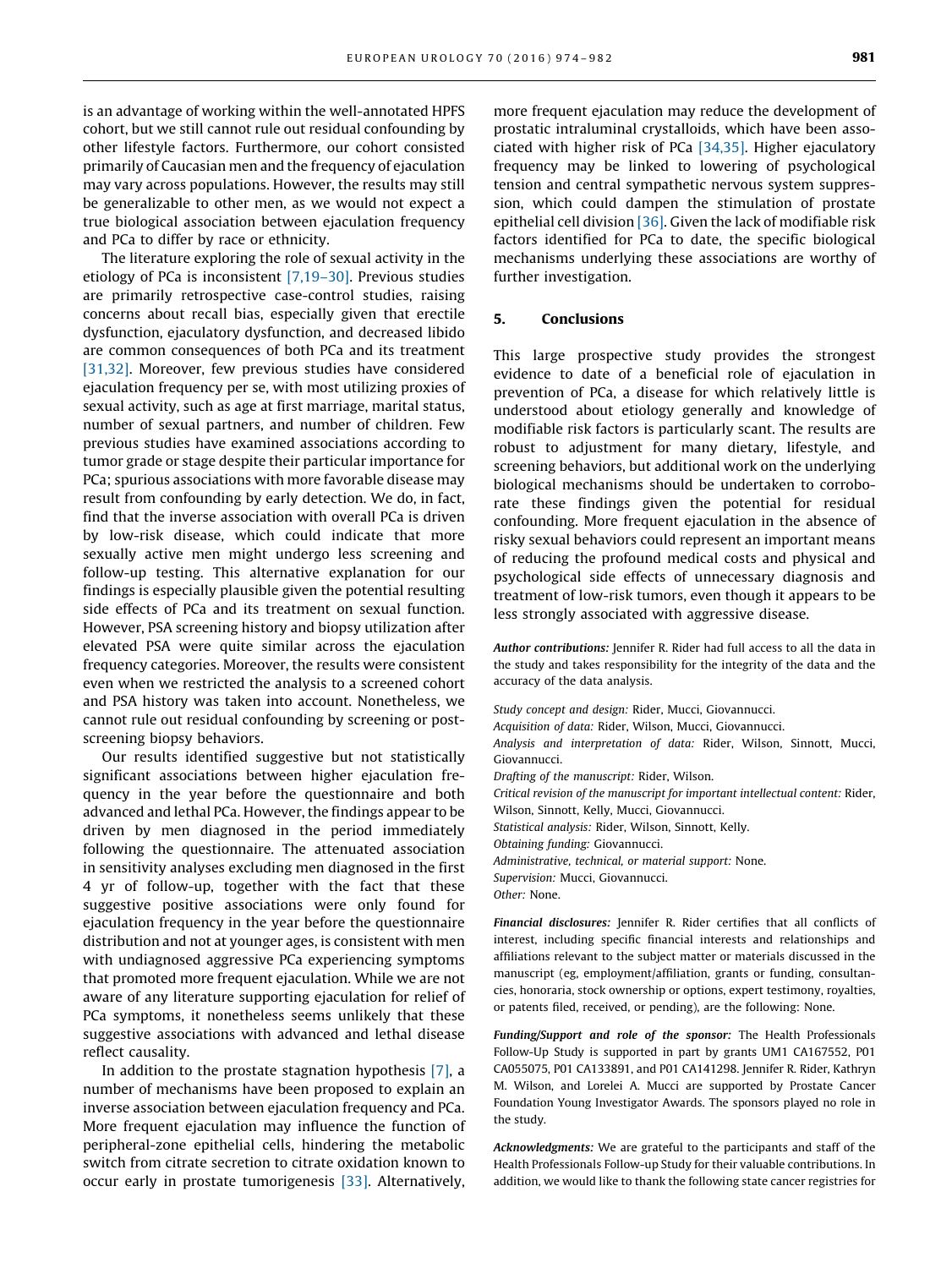is an advantage of working within the well-annotated HPFS cohort, but we still cannot rule out residual confounding by other lifestyle factors. Furthermore, our cohort consisted primarily of Caucasian men and the frequency of ejaculation may vary across populations. However, the results may still be generalizable to other men, as we would not expect a true biological association between ejaculation frequency and PCa to differ by race or ethnicity.

The literature exploring the role of sexual activity in the etiology of PCa is inconsistent [7,19–30]. Previous studies are primarily retrospective case-control studies, raising concerns about recall bias, especially given that erectile dysfunction, ejaculatory dysfunction, and decreased libido are common consequences of both PCa and its treatment [31,32]. Moreover, few previous studies have considered ejaculation frequency per se, with most utilizing proxies of sexual activity, such as age at first marriage, marital status, number of sexual partners, and number of children. Few previous studies have examined associations according to tumor grade or stage despite their particular importance for PCa; spurious associations with more favorable disease may result from confounding by early detection. We do, in fact, find that the inverse association with overall PCa is driven by low-risk disease, which could indicate that more sexually active men might undergo less screening and follow-up testing. This alternative explanation for our findings is especially plausible given the potential resulting side effects of PCa and its treatment on sexual function. However, PSA screening history and biopsy utilization after elevated PSA were quite similar across the ejaculation frequency categories. Moreover, the results were consistent even when we restricted the analysis to a screened cohort and PSA history was taken into account. Nonetheless, we cannot rule out residual confounding by screening or post-screening biopsy behaviors.

Our results identified suggestive but not statistically significant associations between higher ejaculation frequency in the year before the questionnaire and both advanced and lethal PCa. However, the findings appear to be driven by men diagnosed in the period immediately following the questionnaire. The attenuated association in sensitivity analyses excluding men diagnosed in the first 4 yr of follow-up, together with the fact that these suggestive positive associations were only found for ejaculation frequency in the year before the questionnaire distribution and not at younger ages, is consistent with men with undiagnosed aggressive PCa experiencing symptoms that promoted more frequent ejaculation. While we are not aware of any literature supporting ejaculation for relief of PCa symptoms, it nonetheless seems unlikely that these suggestive associations with advanced and lethal disease reflect causality.

In addition to the prostate stagnation hypothesis [7], a number of mechanisms have been proposed to explain an inverse association between ejaculation frequency and PCa. More frequent ejaculation may influence the function of peripheral-zone epithelial cells, hindering the metabolic switch from citrate secretion to citrate oxidation known to occur early in prostate tumorigenesis [33]. Alternatively, more frequent ejaculation may reduce the development of prostatic intraluminal crystalloids, which have been associated with higher risk of PCa [34,35]. Higher ejaculatory frequency may be linked to lowering of psychological tension and central sympathetic nervous system suppression, which could dampen the stimulation of prostate epithelial cell division [36]. Given the lack of modifiable risk factors identified for PCa to date, the specific biological mechanisms underlying these associations are worthy of further investigation.

## 5. Conclusions

This large prospective study provides the strongest evidence to date of a beneficial role of ejaculation in prevention of PCa, a disease for which relatively little is understood about etiology generally and knowledge of modifiable risk factors is particularly scant. The results are robust to adjustment for many dietary, lifestyle, and screening behaviors, but additional work on the underlying biological mechanisms should be undertaken to corroborate these findings given the potential for residual confounding. More frequent ejaculation in the absence of risky sexual behaviors could represent an important means of reducing the profound medical costs and physical and psychological side effects of unnecessary diagnosis and treatment of low-risk tumors, even though it appears to be less strongly associated with aggressive disease.

***Author contributions:*** Jennifer R. Rider had full access to all the data in the study and takes responsibility for the integrity of the data and the accuracy of the data analysis.

*Study concept and design:* Rider, Mucci, Giovannucci.
*Acquisition of data:* Rider, Wilson, Mucci, Giovannucci.
*Analysis and interpretation of data:* Rider, Wilson, Sinnott, Mucci, Giovannucci.
*Drafting of the manuscript:* Rider, Wilson.
*Critical revision of the manuscript for important intellectual content:* Rider, Wilson, Sinnott, Kelly, Mucci, Giovannucci.
*Statistical analysis:* Rider, Wilson, Sinnott, Kelly.
*Obtaining funding:* Giovannucci.
*Administrative, technical, or material support:* None.
*Supervision:* Mucci, Giovannucci.
*Other:* None.

***Financial disclosures:*** Jennifer R. Rider certifies that all conflicts of interest, including specific financial interests and relationships and affiliations relevant to the subject matter or materials discussed in the manuscript (eg, employment/affiliation, grants or funding, consultancies, honoraria, stock ownership or options, expert testimony, royalties, or patents filed, received, or pending), are the following: None.

***Funding/Support and role of the sponsor:*** The Health Professionals Follow-Up Study is supported in part by grants UM1 CA167552, P01 CA055075, P01 CA133891, and P01 CA141298. Jennifer R. Rider, Kathryn M. Wilson, and Lorelei A. Mucci are supported by Prostate Cancer Foundation Young Investigator Awards. The sponsors played no role in the study.

***Acknowledgments:*** We are grateful to the participants and staff of the Health Professionals Follow-Up Study for their valuable contributions. In addition, we would like to thank the following state cancer registries for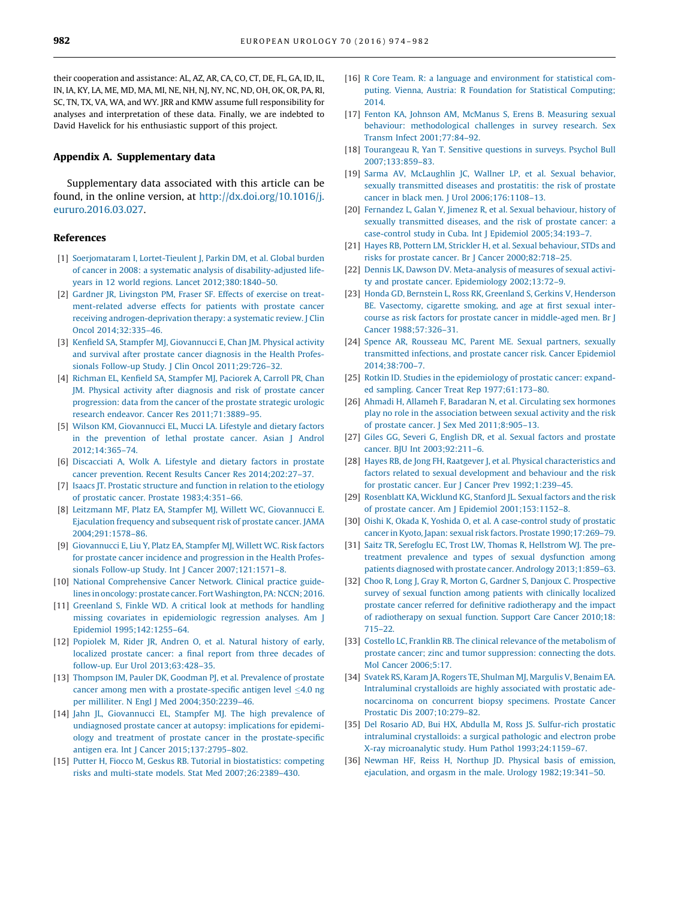their cooperation and assistance: AL, AZ, AR, CA, CO, CT, DE, FL, GA, ID, IL, IN, IA, KY, LA, ME, MD, MA, MI, NE, NH, NJ, NY, NC, ND, OH, OK, OR, PA, RI, SC, TN, TX, VA, WA, and WY. JRR and KMW assume full responsibility for analyses and interpretation of these data. Finally, we are indebted to David Havelick for his enthusiastic support of this project.

## Appendix A. Supplementary data

Supplementary data associated with this article can be found, in the online version, at http://dx.doi.org/10.1016/j.eururo.2016.03.027.

## References

[1] Soerjomataram I, Lortet-Tieulent J, Parkin DM, et al. Global burden of cancer in 2008: a systematic analysis of disability-adjusted life-years in 12 world regions. Lancet 2012;380:1840–50.

[2] Gardner JR, Livingston PM, Fraser SF. Effects of exercise on treatment-related adverse effects for patients with prostate cancer receiving androgen-deprivation therapy: a systematic review. J Clin Oncol 2014;32:335–46.

[3] Kenfield SA, Stampfer MJ, Giovannucci E, Chan JM. Physical activity and survival after prostate cancer diagnosis in the Health Professionals Follow-up Study. J Clin Oncol 2011;29:726–32.

[4] Richman EL, Kenfield SA, Stampfer MJ, Paciorek A, Carroll PR, Chan JM. Physical activity after diagnosis and risk of prostate cancer progression: data from the cancer of the prostate strategic urologic research endeavor. Cancer Res 2011;71:3889–95.

[5] Wilson KM, Giovannucci EL, Mucci LA. Lifestyle and dietary factors in the prevention of lethal prostate cancer. Asian J Androl 2012;14:365–74.

[6] Discacciati A, Wolk A. Lifestyle and dietary factors in prostate cancer prevention. Recent Results Cancer Res 2014;202:27–37.

[7] Isaacs JT. Prostatic structure and function in relation to the etiology of prostatic cancer. Prostate 1983;4:351–66.

[8] Leitzmann MF, Platz EA, Stampfer MJ, Willett WC, Giovannucci E. Ejaculation frequency and subsequent risk of prostate cancer. JAMA 2004;291:1578–86.

[9] Giovannucci E, Liu Y, Platz EA, Stampfer MJ, Willett WC. Risk factors for prostate cancer incidence and progression in the Health Professionals Follow-up Study. Int J Cancer 2007;121:1571–8.

[10] National Comprehensive Cancer Network. Clinical practice guidelines in oncology: prostate cancer. Fort Washington, PA: NCCN; 2016.

[11] Greenland S, Finkle WD. A critical look at methods for handling missing covariates in epidemiologic regression analyses. Am J Epidemiol 1995;142:1255–64.

[12] Popiolek M, Rider JR, Andren O, et al. Natural history of early, localized prostate cancer: a final report from three decades of follow-up. Eur Urol 2013;63:428–35.

[13] Thompson IM, Pauler DK, Goodman PJ, et al. Prevalence of prostate cancer among men with a prostate-specific antigen level ≤4.0 ng per milliliter. N Engl J Med 2004;350:2239–46.

[14] Jahn JL, Giovannucci EL, Stampfer MJ. The high prevalence of undiagnosed prostate cancer at autopsy: implications for epidemiology and treatment of prostate cancer in the prostate-specific antigen era. Int J Cancer 2015;137:2795–802.

[15] Putter H, Fiocco M, Geskus RB. Tutorial in biostatistics: competing risks and multi-state models. Stat Med 2007;26:2389–430.

[16] R Core Team. R: a language and environment for statistical computing. Vienna, Austria: R Foundation for Statistical Computing; 2014.

[17] Fenton KA, Johnson AM, McManus S, Erens B. Measuring sexual behaviour: methodological challenges in survey research. Sex Transm Infect 2001;77:84–92.

[18] Tourangeau R, Yan T. Sensitive questions in surveys. Psychol Bull 2007;133:859–83.

[19] Sarma AV, McLaughlin JC, Wallner LP, et al. Sexual behavior, sexually transmitted diseases and prostatitis: the risk of prostate cancer in black men. J Urol 2006;176:1108–13.

[20] Fernandez L, Galan Y, Jimenez R, et al. Sexual behaviour, history of sexually transmitted diseases, and the risk of prostate cancer: a case-control study in Cuba. Int J Epidemiol 2005;34:193–7.

[21] Hayes RB, Pottern LM, Strickler H, et al. Sexual behaviour, STDs and risks for prostate cancer. Br J Cancer 2000;82:718–25.

[22] Dennis LK, Dawson DV. Meta-analysis of measures of sexual activity and prostate cancer. Epidemiology 2002;13:72–9.

[23] Honda GD, Bernstein L, Ross RK, Greenland S, Gerkins V, Henderson BE. Vasectomy, cigarette smoking, and age at first sexual intercourse as risk factors for prostate cancer in middle-aged men. Br J Cancer 1988;57:326–31.

[24] Spence AR, Rousseau MC, Parent ME. Sexual partners, sexually transmitted infections, and prostate cancer risk. Cancer Epidemiol 2014;38:700–7.

[25] Rotkin ID. Studies in the epidemiology of prostatic cancer: expanded sampling. Cancer Treat Rep 1977;61:173–80.

[26] Ahmadi H, Allameh F, Baradaran N, et al. Circulating sex hormones play no role in the association between sexual activity and the risk of prostate cancer. J Sex Med 2011;8:905–13.

[27] Giles GG, Severi G, English DR, et al. Sexual factors and prostate cancer. BJU Int 2003;92:211–6.

[28] Hayes RB, de Jong FH, Raatgever J, et al. Physical characteristics and factors related to sexual development and behaviour and the risk for prostatic cancer. Eur J Cancer Prev 1992;1:239–45.

[29] Rosenblatt KA, Wicklund KG, Stanford JL. Sexual factors and the risk of prostate cancer. Am J Epidemiol 2001;153:1152–8.

[30] Oishi K, Okada K, Yoshida O, et al. A case-control study of prostatic cancer in Kyoto, Japan: sexual risk factors. Prostate 1990;17:269–79.

[31] Saitz TR, Serefoglu EC, Trost LW, Thomas R, Hellstrom WJ. The pretreatment prevalence and types of sexual dysfunction among patients diagnosed with prostate cancer. Andrology 2013;1:859–63.

[32] Choo R, Long J, Gray R, Morton G, Gardner S, Danjoux C. Prospective survey of sexual function among patients with clinically localized prostate cancer referred for definitive radiotherapy and the impact of radiotherapy on sexual function. Support Care Cancer 2010;18:715–22.

[33] Costello LC, Franklin RB. The clinical relevance of the metabolism of prostate cancer; zinc and tumor suppression: connecting the dots. Mol Cancer 2006;5:17.

[34] Svatek RS, Karam JA, Rogers TE, Shulman MJ, Margulis V, Benaim EA. Intraluminal crystalloids are highly associated with prostatic adenocarcinoma on concurrent biopsy specimens. Prostate Cancer Prostatic Dis 2007;10:279–82.

[35] Del Rosario AD, Bui HX, Abdulla M, Ross JS. Sulfur-rich prostatic intraluminal crystalloids: a surgical pathologic and electron probe X-ray microanalytic study. Hum Pathol 1993;24:1159–67.

[36] Newman HF, Reiss H, Northup JD. Physical basis of emission, ejaculation, and orgasm in the male. Urology 1982;19:341–50.